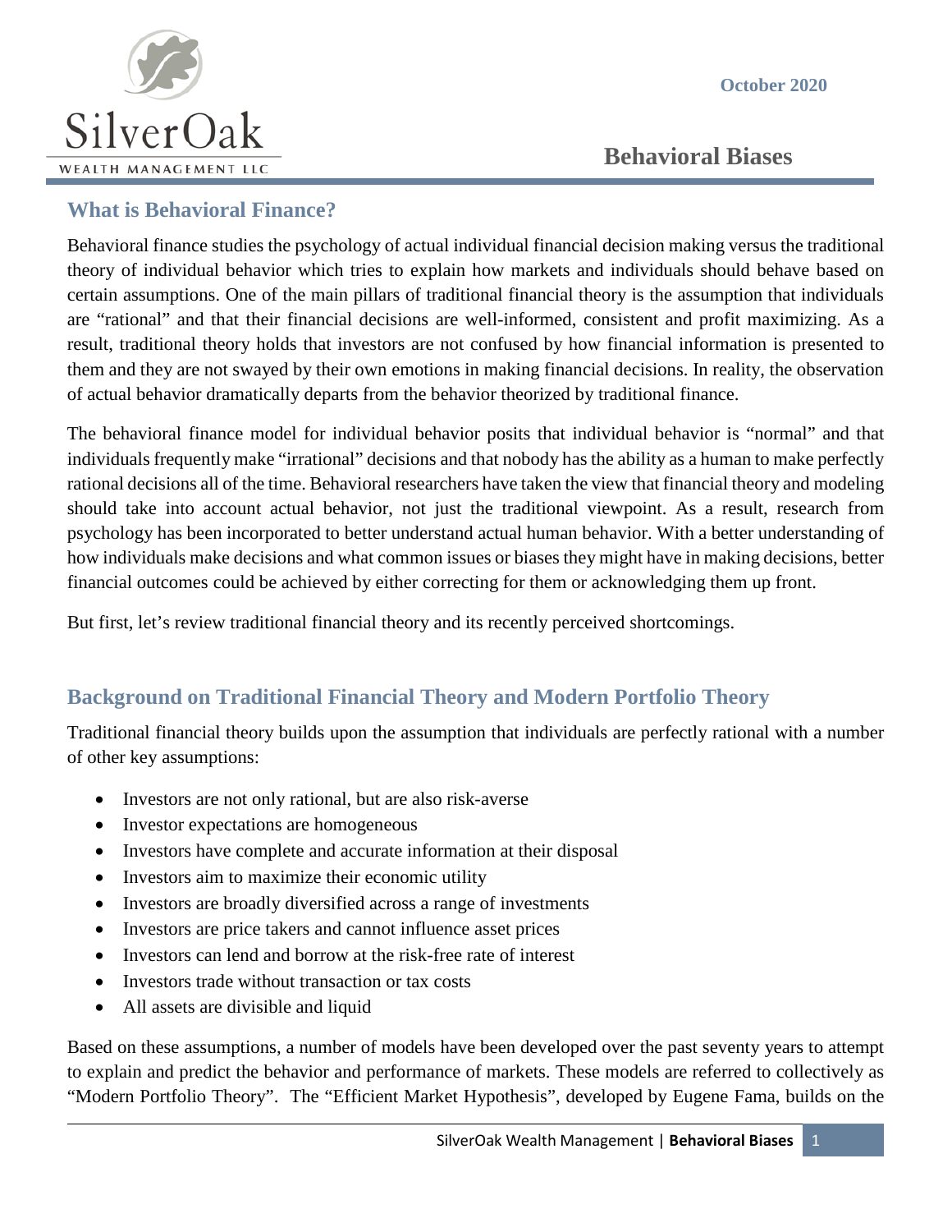SilverOak

WEALTH MANAGEMENT LLC

October 2020

# Behavioral Biases

## What is Behavioral Finance?

Behavioral finance studies the psychology of actual individual financial decision making versus the traditional theory of individual behavior which tries to explain how markets and individuals should behave based on certain assumptions. One of the main pillars of traditional financial theory is the assumption that individuals are "rational" and that their financial decisions are well-informed, consistent and profit maximizing. As a result, traditional theory holds that investors are not confused by how financial information is presented to them and they are not swayed by their own emotions in making financial decisions. In reality, the observation of actual behavior dramatically departs from the behavior theorized by traditional finance.

The behavioral finance model for individual behavior posits that individual behavior is "normal" and that individuals frequently make "irrational" decisions and that nobody has the ability as a human to make perfectly rational decisions all of the time. Behavioral researchers have taken the view that financial theory and modeling should take into account actual behavior, not just the traditional viewpoint. As a result, research from psychology has been incorporated to better understand actual human behavior. With a better understanding of how individuals make decisions and what common issues or biases they might have in making decisions, better financial outcomes could be achieved by either correcting for them or acknowledging them up front.

But first, let's review traditional financial theory and its recently perceived shortcomings.

## Background on Traditional Financial Theory and Modern Portfolio Theory

Traditional financial theory builds upon the assumption that individuals are perfectly rational with a number of other key assumptions:

- Investors are not only rational, but are also risk-averse
- Investor expectations are homogeneous
- Investors have complete and accurate information at their disposal
- Investors aim to maximize their economic utility
- Investors are broadly diversified across a range of investments
- Investors are price takers and cannot influence asset prices
- Investors can lend and borrow at the risk-free rate of interest
- Investors trade without transaction or tax costs
- All assets are divisible and liquid

Based on these assumptions, a number of models have been developed over the past seventy years to attempt to explain and predict the behavior and performance of markets. These models are referred to collectively as "Modern Portfolio Theory". The "Efficient Market Hypothesis", developed by Eugene Fama, builds on the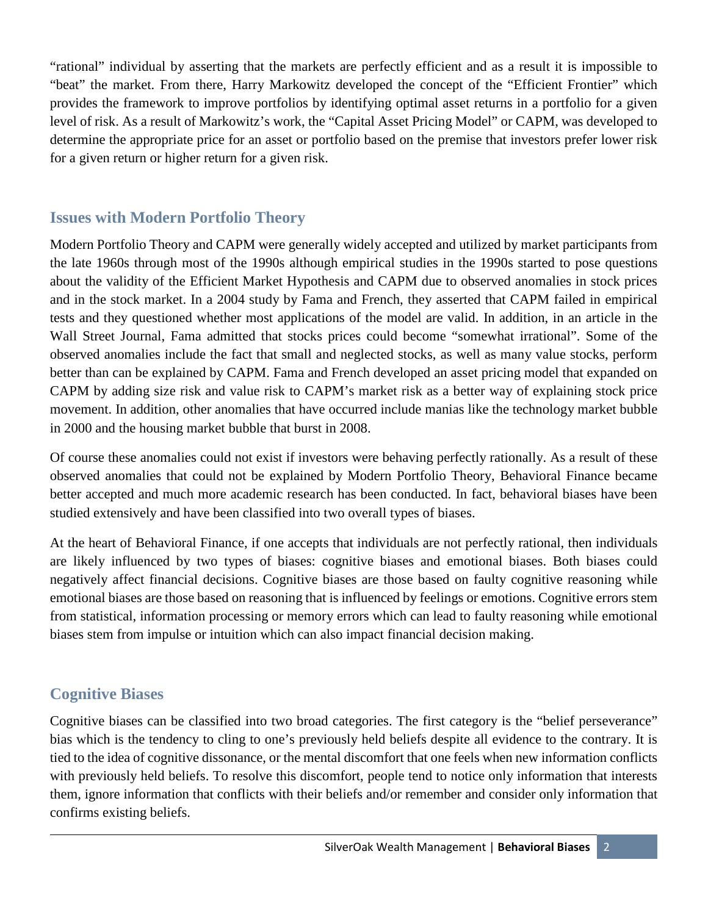"rational" individual by asserting that the markets are perfectly efficient and as a result it is impossible to "beat" the market. From there, Harry Markowitz developed the concept of the "Efficient Frontier" which provides the framework to improve portfolios by identifying optimal asset returns in a portfolio for a given level of risk. As a result of Markowitz's work, the "Capital Asset Pricing Model" or CAPM, was developed to determine the appropriate price for an asset or portfolio based on the premise that investors prefer lower risk for a given return or higher return for a given risk.

## Issues with Modern Portfolio Theory

Modern Portfolio Theory and CAPM were generally widely accepted and utilized by market participants from the late 1960s through most of the 1990s although empirical studies in the 1990s started to pose questions about the validity of the Efficient Market Hypothesis and CAPM due to observed anomalies in stock prices and in the stock market. In a 2004 study by Fama and French, they asserted that CAPM failed in empirical tests and they questioned whether most applications of the model are valid. In addition, in an article in the Wall Street Journal, Fama admitted that stocks prices could become "somewhat irrational". Some of the observed anomalies include the fact that small and neglected stocks, as well as many value stocks, perform better than can be explained by CAPM. Fama and French developed an asset pricing model that expanded on CAPM by adding size risk and value risk to CAPM's market risk as a better way of explaining stock price movement. In addition, other anomalies that have occurred include manias like the technology market bubble in 2000 and the housing market bubble that burst in 2008.

Of course these anomalies could not exist if investors were behaving perfectly rationally. As a result of these observed anomalies that could not be explained by Modern Portfolio Theory, Behavioral Finance became better accepted and much more academic research has been conducted. In fact, behavioral biases have been studied extensively and have been classified into two overall types of biases.

At the heart of Behavioral Finance, if one accepts that individuals are not perfectly rational, then individuals are likely influenced by two types of biases: cognitive biases and emotional biases. Both biases could negatively affect financial decisions. Cognitive biases are those based on faulty cognitive reasoning while emotional biases are those based on reasoning that is influenced by feelings or emotions. Cognitive errors stem from statistical, information processing or memory errors which can lead to faulty reasoning while emotional biases stem from impulse or intuition which can also impact financial decision making.

## Cognitive Biases

Cognitive biases can be classified into two broad categories. The first category is the "belief perseverance" bias which is the tendency to cling to one's previously held beliefs despite all evidence to the contrary. It is tied to the idea of cognitive dissonance, or the mental discomfort that one feels when new information conflicts with previously held beliefs. To resolve this discomfort, people tend to notice only information that interests them, ignore information that conflicts with their beliefs and/or remember and consider only information that confirms existing beliefs.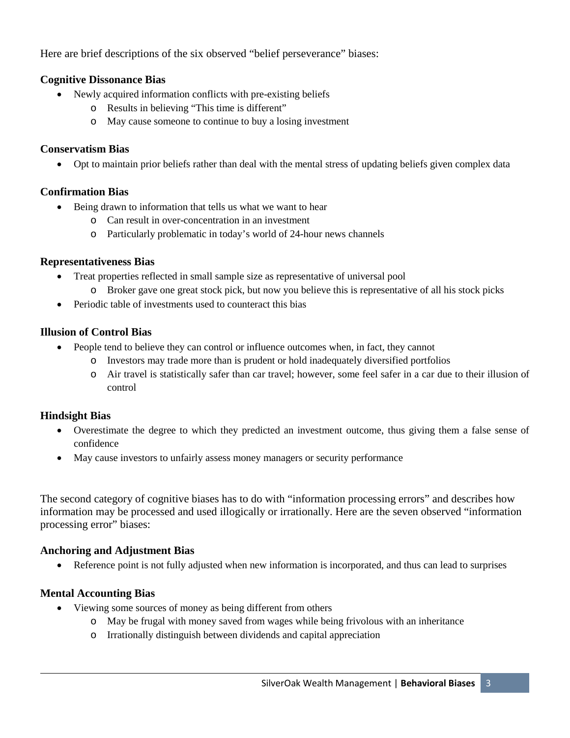Here are brief descriptions of the six observed "belief perseverance" biases:

**Cognitive Dissonance Bias**

- Newly acquired information conflicts with pre-existing beliefs
    - Results in believing "This time is different"
    - May cause someone to continue to buy a losing investment

**Conservatism Bias**

- Opt to maintain prior beliefs rather than deal with the mental stress of updating beliefs given complex data

**Confirmation Bias**

- Being drawn to information that tells us what we want to hear
    - Can result in over-concentration in an investment
    - Particularly problematic in today's world of 24-hour news channels

**Representativeness Bias**

- Treat properties reflected in small sample size as representative of universal pool
    - Broker gave one great stock pick, but now you believe this is representative of all his stock picks
- Periodic table of investments used to counteract this bias

**Illusion of Control Bias**

- People tend to believe they can control or influence outcomes when, in fact, they cannot
    - Investors may trade more than is prudent or hold inadequately diversified portfolios
    - Air travel is statistically safer than car travel; however, some feel safer in a car due to their illusion of control

**Hindsight Bias**

- Overestimate the degree to which they predicted an investment outcome, thus giving them a false sense of confidence
- May cause investors to unfairly assess money managers or security performance

The second category of cognitive biases has to do with "information processing errors" and describes how information may be processed and used illogically or irrationally. Here are the seven observed "information processing error" biases:

**Anchoring and Adjustment Bias**

- Reference point is not fully adjusted when new information is incorporated, and thus can lead to surprises

**Mental Accounting Bias**

- Viewing some sources of money as being different from others
    - May be frugal with money saved from wages while being frivolous with an inheritance
    - Irrationally distinguish between dividends and capital appreciation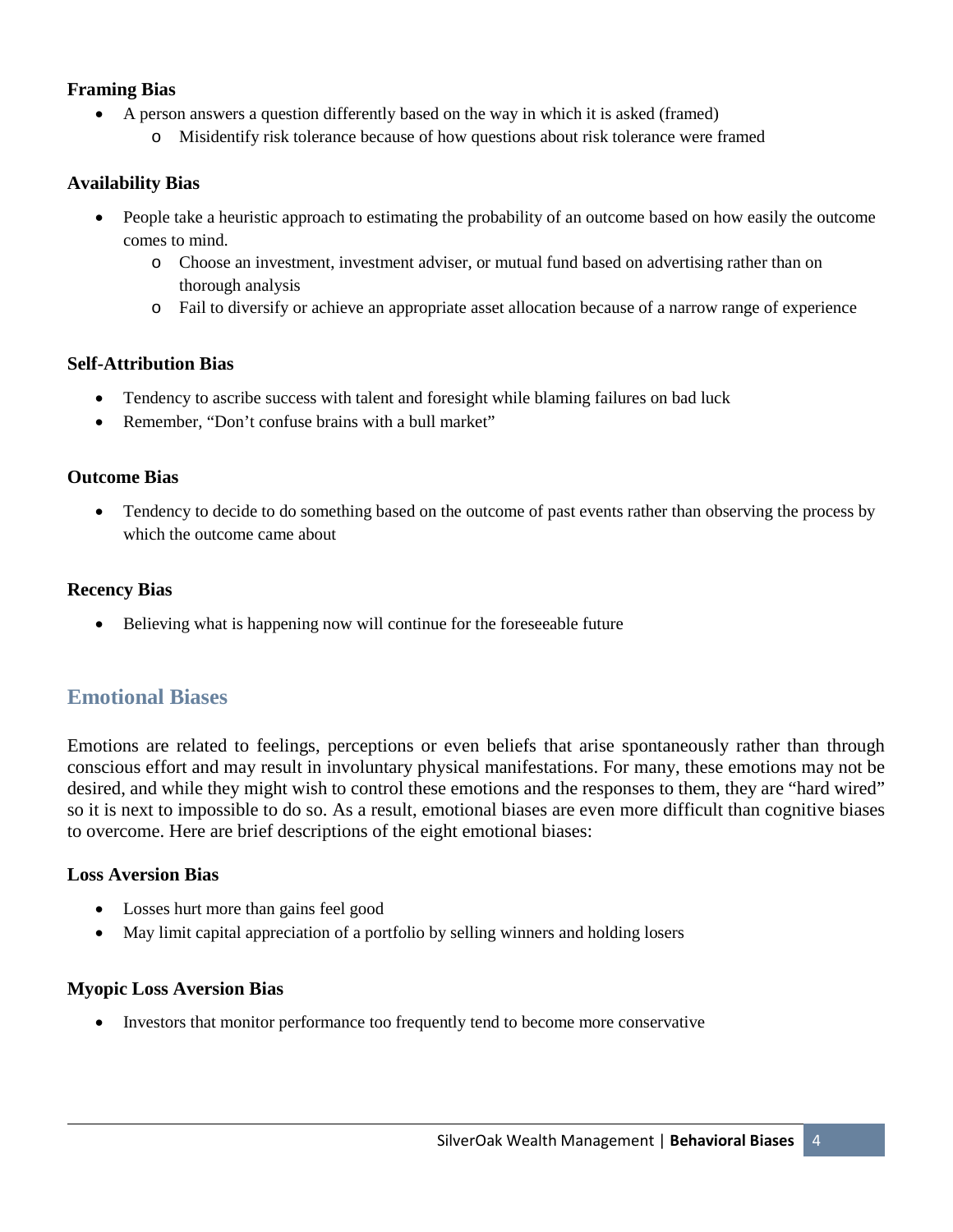### Framing Bias

- A person answers a question differently based on the way in which it is asked (framed)
    - Misidentify risk tolerance because of how questions about risk tolerance were framed

### Availability Bias

- People take a heuristic approach to estimating the probability of an outcome based on how easily the outcome comes to mind.
    - Choose an investment, investment adviser, or mutual fund based on advertising rather than on thorough analysis
    - Fail to diversify or achieve an appropriate asset allocation because of a narrow range of experience

### Self-Attribution Bias

- Tendency to ascribe success with talent and foresight while blaming failures on bad luck
- Remember, "Don't confuse brains with a bull market"

### Outcome Bias

- Tendency to decide to do something based on the outcome of past events rather than observing the process by which the outcome came about

### Recency Bias

- Believing what is happening now will continue for the foreseeable future

## Emotional Biases

Emotions are related to feelings, perceptions or even beliefs that arise spontaneously rather than through conscious effort and may result in involuntary physical manifestations. For many, these emotions may not be desired, and while they might wish to control these emotions and the responses to them, they are "hard wired" so it is next to impossible to do so. As a result, emotional biases are even more difficult than cognitive biases to overcome. Here are brief descriptions of the eight emotional biases:

### Loss Aversion Bias

- Losses hurt more than gains feel good
- May limit capital appreciation of a portfolio by selling winners and holding losers

### Myopic Loss Aversion Bias

- Investors that monitor performance too frequently tend to become more conservative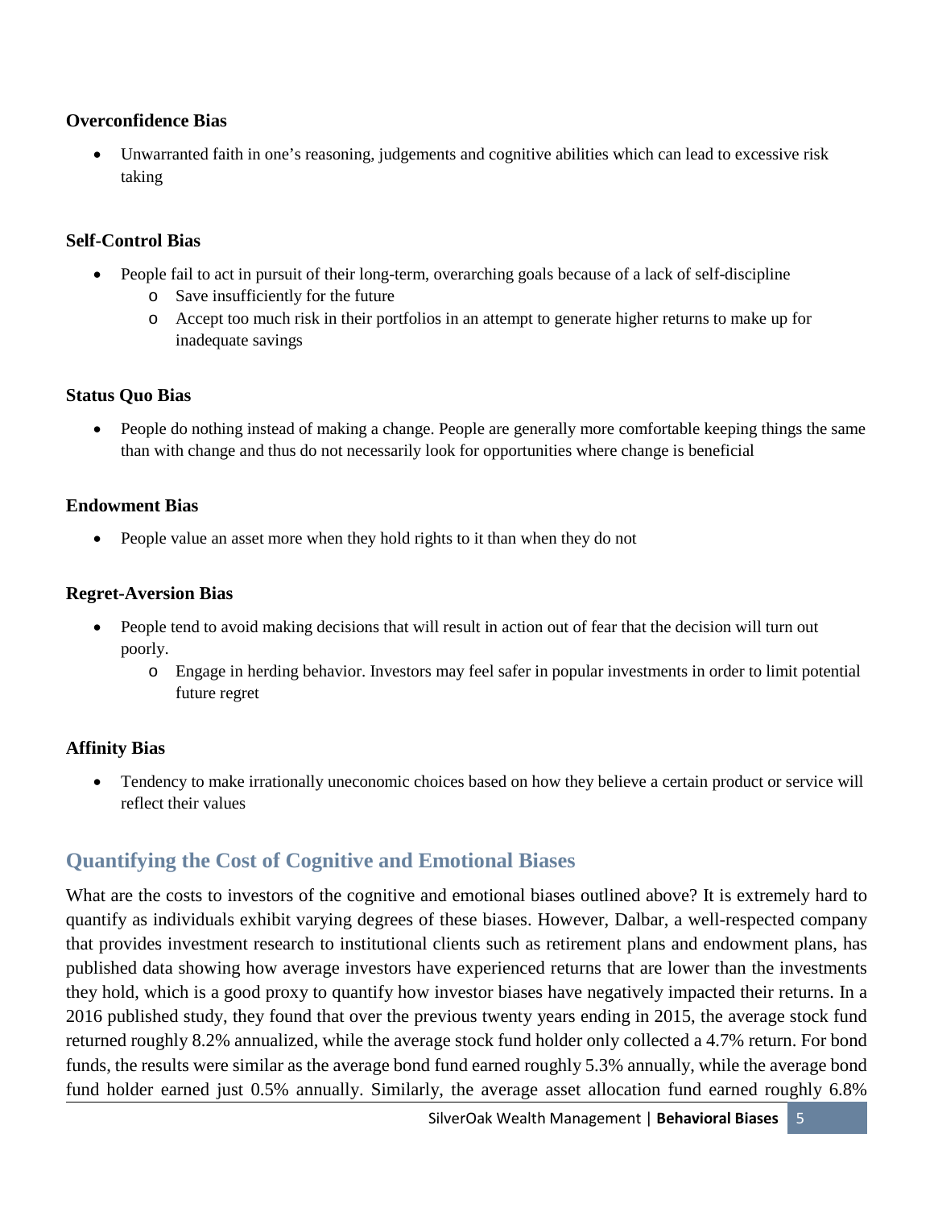**Overconfidence Bias**

- Unwarranted faith in one's reasoning, judgements and cognitive abilities which can lead to excessive risk taking

**Self-Control Bias**

- People fail to act in pursuit of their long-term, overarching goals because of a lack of self-discipline
  - Save insufficiently for the future
  - Accept too much risk in their portfolios in an attempt to generate higher returns to make up for inadequate savings

**Status Quo Bias**

- People do nothing instead of making a change. People are generally more comfortable keeping things the same than with change and thus do not necessarily look for opportunities where change is beneficial

**Endowment Bias**

- People value an asset more when they hold rights to it than when they do not

**Regret-Aversion Bias**

- People tend to avoid making decisions that will result in action out of fear that the decision will turn out poorly.
  - Engage in herding behavior. Investors may feel safer in popular investments in order to limit potential future regret

**Affinity Bias**

- Tendency to make irrationally uneconomic choices based on how they believe a certain product or service will reflect their values

## Quantifying the Cost of Cognitive and Emotional Biases

What are the costs to investors of the cognitive and emotional biases outlined above? It is extremely hard to quantify as individuals exhibit varying degrees of these biases. However, Dalbar, a well-respected company that provides investment research to institutional clients such as retirement plans and endowment plans, has published data showing how average investors have experienced returns that are lower than the investments they hold, which is a good proxy to quantify how investor biases have negatively impacted their returns. In a 2016 published study, they found that over the previous twenty years ending in 2015, the average stock fund returned roughly 8.2% annualized, while the average stock fund holder only collected a 4.7% return. For bond funds, the results were similar as the average bond fund earned roughly 5.3% annually, while the average bond fund holder earned just 0.5% annually. Similarly, the average asset allocation fund earned roughly 6.8%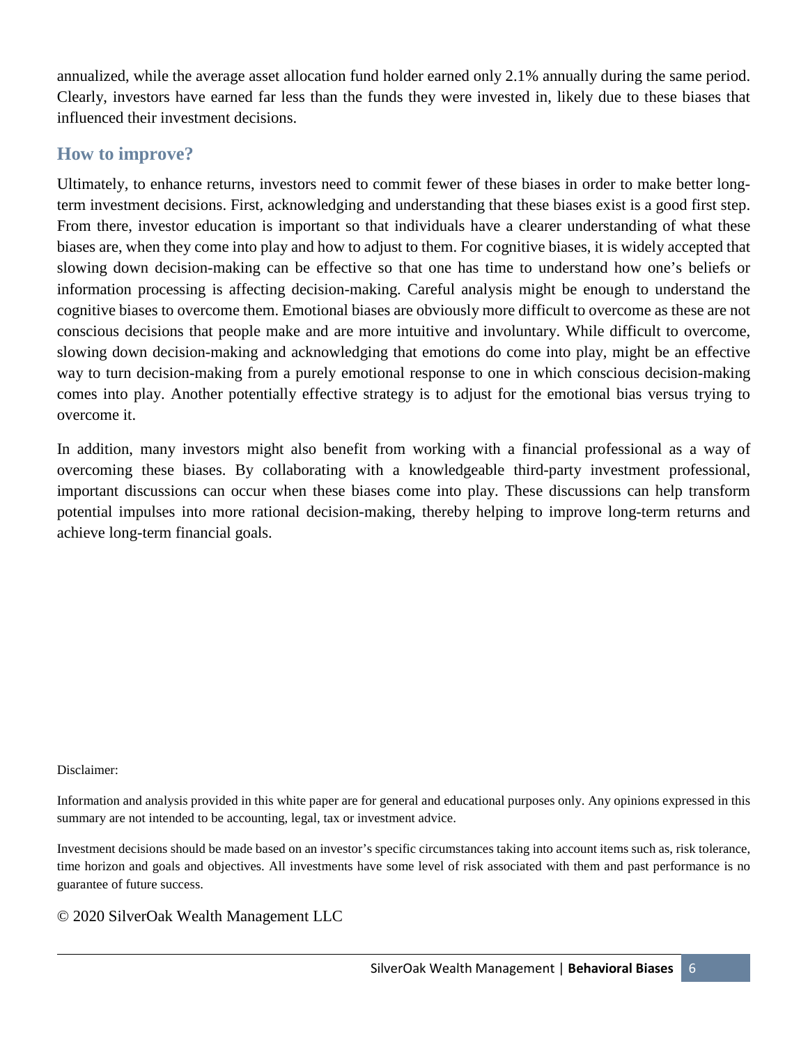annualized, while the average asset allocation fund holder earned only 2.1% annually during the same period. Clearly, investors have earned far less than the funds they were invested in, likely due to these biases that influenced their investment decisions.

## How to improve?

Ultimately, to enhance returns, investors need to commit fewer of these biases in order to make better long-term investment decisions. First, acknowledging and understanding that these biases exist is a good first step. From there, investor education is important so that individuals have a clearer understanding of what these biases are, when they come into play and how to adjust to them. For cognitive biases, it is widely accepted that slowing down decision-making can be effective so that one has time to understand how one's beliefs or information processing is affecting decision-making. Careful analysis might be enough to understand the cognitive biases to overcome them. Emotional biases are obviously more difficult to overcome as these are not conscious decisions that people make and are more intuitive and involuntary. While difficult to overcome, slowing down decision-making and acknowledging that emotions do come into play, might be an effective way to turn decision-making from a purely emotional response to one in which conscious decision-making comes into play. Another potentially effective strategy is to adjust for the emotional bias versus trying to overcome it.

In addition, many investors might also benefit from working with a financial professional as a way of overcoming these biases. By collaborating with a knowledgeable third-party investment professional, important discussions can occur when these biases come into play. These discussions can help transform potential impulses into more rational decision-making, thereby helping to improve long-term returns and achieve long-term financial goals.

Disclaimer:

Information and analysis provided in this white paper are for general and educational purposes only. Any opinions expressed in this summary are not intended to be accounting, legal, tax or investment advice.

Investment decisions should be made based on an investor's specific circumstances taking into account items such as, risk tolerance, time horizon and goals and objectives. All investments have some level of risk associated with them and past performance is no guarantee of future success.

© 2020 SilverOak Wealth Management LLC